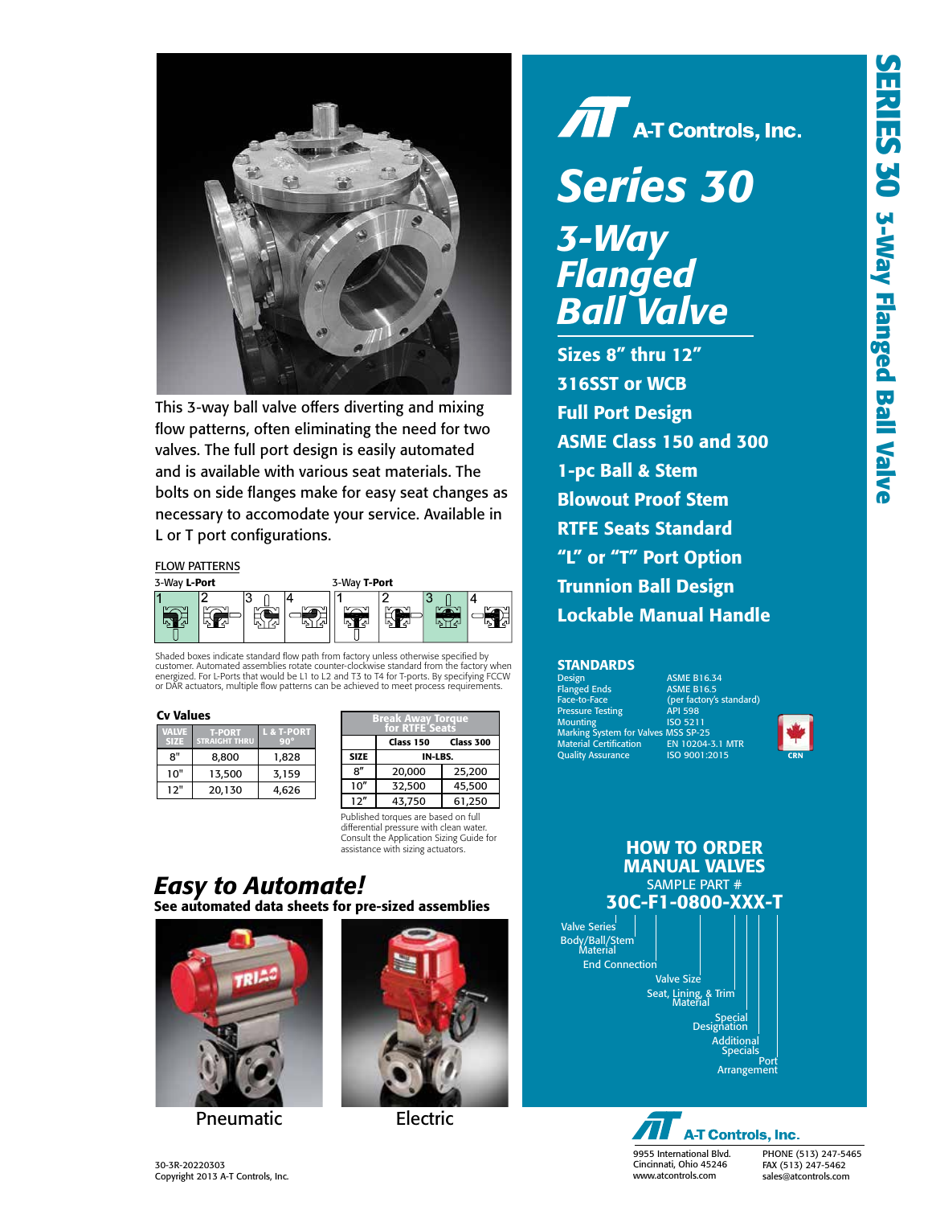# A-T Controls, Inc.

# Series 30

## 3-Way Flanged Ball Valve

- **Sizes 8" thru 12"**
- **316SST or WCB**
- **Full Port Design**
- **ASME Class 150 and 300**
- **1-pc Ball & Stem**
- **Blowout Proof Stem**
- **RTFE Seats Standard**
- **"L" or "T" Port Option**
- **Trunnion Ball Design**
- **Lockable Manual Handle**

This 3-way ball valve offers diverting and mixing flow patterns, often eliminating the need for two valves. The full port design is easily automated and is available with various seat materials. The bolts on side flanges make for easy seat changes as necessary to accomodate your service. Available in L or T port configurations.

FLOW PATTERNS

3-Way **L-Port**: 1, 2, 3, 4

3-Way **T-Port**: 1, 2, 3, 4

Shaded boxes indicate standard flow path from factory unless otherwise specified by customer. Automated assemblies rotate counter-clockwise standard from the factory when energized. For L-Ports that would be L1 to L2 and T3 to T4 for T-ports. By specifying FCCW or DAR actuators, multiple flow patterns can be achieved to meet process requirements.

### Cv Values

| VALVE SIZE | T-PORT STRAIGHT THRU | L & T-PORT 90° |
|---|---|---|
| 8" | 8,800 | 1,828 |
| 10" | 13,500 | 3,159 |
| 12" | 20,130 | 4,626 |

| Break Away Torque for RTFE Seats | | |
|---|---|---|
| | Class 150 | Class 300 |
| SIZE | IN-LBS. | |
| 8" | 20,000 | 25,200 |
| 10" | 32,500 | 45,500 |
| 12" | 43,750 | 61,250 |

Published torques are based on full differential pressure with clean water. Consult the Application Sizing Guide for assistance with sizing actuators.

## Easy to Automate!

**See automated data sheets for pre-sized assemblies**

Pneumatic

Electric

### STANDARDS

| | |
|---|---|
| Design | ASME B16.34 |
| Flanged Ends | ASME B16.5 |
| Face-to-Face | (per factory's standard) |
| Pressure Testing | API 598 |
| Mounting | ISO 5211 |
| Marking System for Valves | MSS SP-25 |
| Material Certification | EN 10204-3.1 MTR |
| Quality Assurance | ISO 9001:2015 |

CRN

## HOW TO ORDER MANUAL VALVES

SAMPLE PART #

**30C-F1-0800-XXX-T**

- Valve Series
- Body/Ball/Stem Material
- End Connection
- Valve Size
- Seat, Lining, & Trim Material
- Special Designation
- Additional Specials
- Port Arrangement

A-T Controls, Inc.
9955 International Blvd.
Cincinnati, Ohio 45246
www.atcontrols.com

PHONE (513) 247-5465
FAX (513) 247-5462
sales@atcontrols.com

30-3R-20220303
Copyright 2013 A-T Controls, Inc.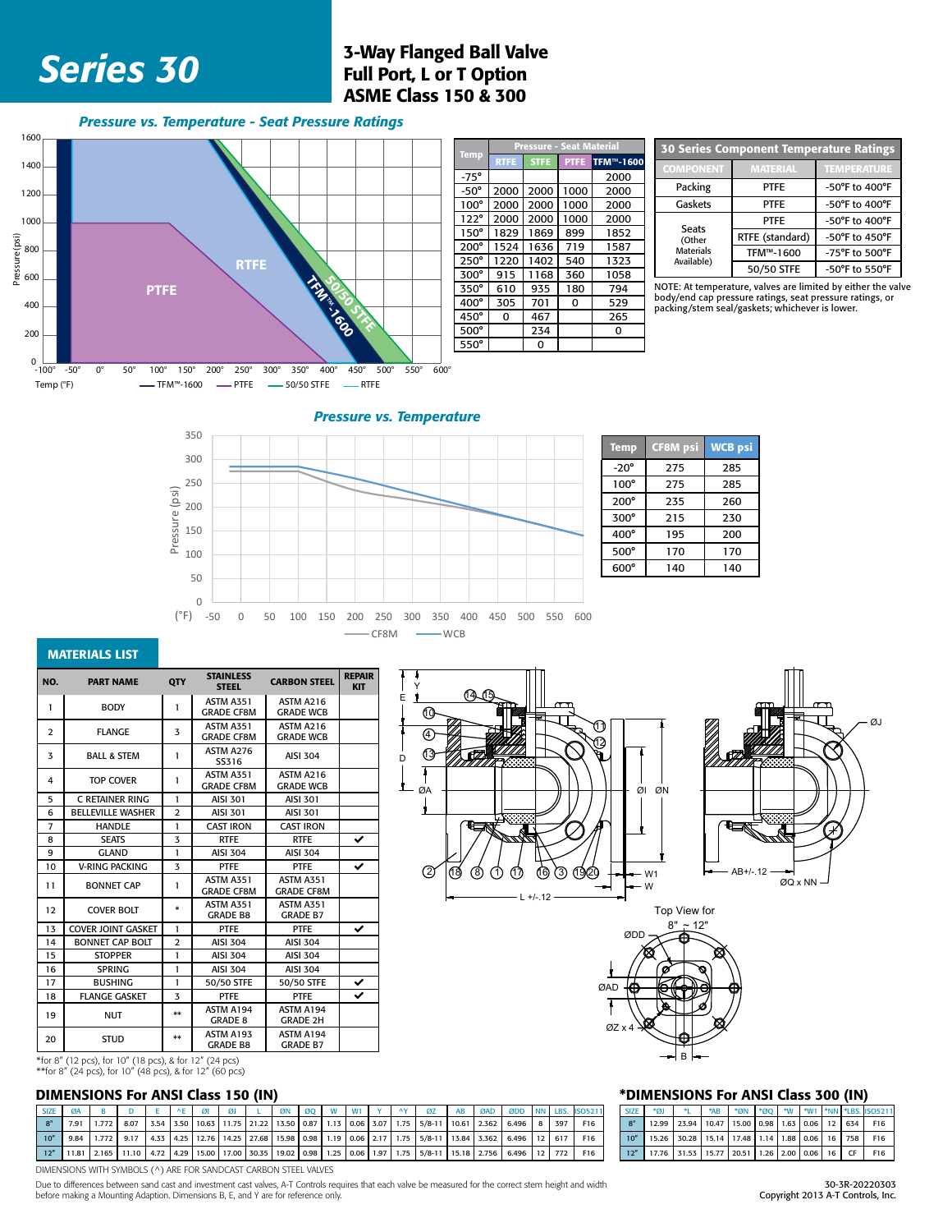# Series 30

## 3-Way Flanged Ball Valve
## Full Port, L or T Option
## ASME Class 150 & 300

### Pressure vs. Temperature - Seat Pressure Ratings

1600
1400
1200
1000
Pressure (psi)
800
600
400
200
0
-100° -50° 0° 50° 100° 150° 200° 250° 300° 350° 400° 450° 500° 550° 600°
Temp (°F)
PTFE
RTFE
50/50 STFE
TFM™-1600
— TFM™-1600 — PTFE — 50/50 STFE — RTFE

| Temp | Pressure - Seat Material | | | |
|---|---|---|---|---|
| | RTFE | STFE | PTFE | TFM™-1600 |
| -75° | | | | 2000 |
| -50° | 2000 | 2000 | 1000 | 2000 |
| 100° | 2000 | 2000 | 1000 | 2000 |
| 122° | 2000 | 2000 | 1000 | 2000 |
| 150° | 1829 | 1869 | 899 | 1852 |
| 200° | 1524 | 1636 | 719 | 1587 |
| 250° | 1220 | 1402 | 540 | 1323 |
| 300° | 915 | 1168 | 360 | 1058 |
| 350° | 610 | 935 | 180 | 794 |
| 400° | 305 | 701 | 0 | 529 |
| 450° | 0 | 467 | | 265 |
| 500° | | 234 | | 0 |
| 550° | | 0 | | |

| 30 Series Component Temperature Ratings | | |
|---|---|---|
| COMPONENT | MATERIAL | TEMPERATURE |
| Packing | PTFE | -50°F to 400°F |
| Gaskets | PTFE | -50°F to 400°F |
| Seats (Other Materials Available) | PTFE | -50°F to 400°F |
| | RTFE (standard) | -50°F to 450°F |
| | TFM™-1600 | -75°F to 500°F |
| | 50/50 STFE | -50°F to 550°F |

NOTE: At temperature, valves are limited by either the valve body/end cap pressure ratings, seat pressure ratings, or packing/stem seal/gaskets; whichever is lower.

### Pressure vs. Temperature

350
300
250
Pressure (psi)
200
150
100
50
0
(°F) -50 0 50 100 150 200 250 300 350 400 450 500 550 600
— CF8M — WCB

| Temp | CF8M psi | WCB psi |
|---|---|---|
| -20° | 275 | 285 |
| 100° | 275 | 285 |
| 200° | 235 | 260 |
| 300° | 215 | 230 |
| 400° | 195 | 200 |
| 500° | 170 | 170 |
| 600° | 140 | 140 |

### MATERIALS LIST

| NO. | PART NAME | QTY | STAINLESS STEEL | CARBON STEEL | REPAIR KIT |
|---|---|---|---|---|---|
| 1 | BODY | 1 | ASTM A351 GRADE CF8M | ASTM A216 GRADE WCB | |
| 2 | FLANGE | 3 | ASTM A351 GRADE CF8M | ASTM A216 GRADE WCB | |
| 3 | BALL & STEM | 1 | ASTM A276 SS316 | AISI 304 | |
| 4 | TOP COVER | 1 | ASTM A351 GRADE CF8M | ASTM A216 GRADE WCB | |
| 5 | C RETAINER RING | 1 | AISI 301 | AISI 301 | |
| 6 | BELLEVILLE WASHER | 2 | AISI 301 | AISI 301 | |
| 7 | HANDLE | 1 | CAST IRON | CAST IRON | |
| 8 | SEATS | 3 | RTFE | RTFE | ✔ |
| 9 | GLAND | 1 | AISI 304 | AISI 304 | |
| 10 | V-RING PACKING | 3 | PTFE | PTFE | ✔ |
| 11 | BONNET CAP | 1 | ASTM A351 GRADE CF8M | ASTM A351 GRADE CF8M | |
| 12 | COVER BOLT | * | ASTM A351 GRADE B8 | ASTM A351 GRADE B7 | |
| 13 | COVER JOINT GASKET | 1 | PTFE | PTFE | ✔ |
| 14 | BONNET CAP BOLT | 2 | AISI 304 | AISI 304 | |
| 15 | STOPPER | 1 | AISI 304 | AISI 304 | |
| 16 | SPRING | 1 | AISI 304 | AISI 304 | |
| 17 | BUSHING | 1 | 50/50 STFE | 50/50 STFE | ✔ |
| 18 | FLANGE GASKET | 3 | PTFE | PTFE | ✔ |
| 19 | NUT | ** | ASTM A194 GRADE 8 | ASTM A194 GRADE 2H | |
| 20 | STUD | ** | ASTM A193 GRADE B8 | ASTM A193 GRADE B7 | |

*for 8" (12 pcs), for 10" (18 pcs), & for 12" (24 pcs)
**for 8" (24 pcs), for 10" (48 pcs), & for 12" (60 pcs)

Y
E
D
ØA
14 15 10 4 13 11 12
ØI ØN
2 18 8 1 17 16 3 19 20
W1
W
L +/-.12
ØJ
AB+/-.12
ØQ x NN

Top View for 8" ~ 12"
ØDD
ØAD
ØZ x 4
B

### DIMENSIONS For ANSI Class 150 (IN)

| SIZE | ØA | B | D | E | ^E | ØI | ØJ | L | ØN | ØQ | W | W1 | Y | ^Y | ØZ | AB | ØAD | ØDD | NN | LBS. | ISO5211 |
|---|---|---|---|---|---|---|---|---|---|---|---|---|---|---|---|---|---|---|---|---|---|
| 8" | 7.91 | 1.772 | 8.07 | 3.54 | 3.50 | 10.63 | 11.75 | 21.22 | 13.50 | 0.87 | 1.13 | 0.06 | 3.07 | 1.75 | 5/8-11 | 10.61 | 2.362 | 6.496 | 8 | 397 | F16 |
| 10" | 9.84 | 1.772 | 9.17 | 4.33 | 4.25 | 12.76 | 14.25 | 27.68 | 15.98 | 0.98 | 1.19 | 0.06 | 2.17 | 1.75 | 5/8-11 | 13.84 | 3.362 | 6.496 | 12 | 617 | F16 |
| 12" | 11.81 | 2.165 | 11.10 | 4.72 | 4.29 | 15.00 | 17.00 | 30.35 | 19.02 | 0.98 | 1.25 | 0.06 | 1.97 | 1.75 | 5/8-11 | 15.18 | 2.756 | 6.496 | 12 | 772 | F16 |

DIMENSIONS WITH SYMBOLS (^) ARE FOR SANDCAST CARBON STEEL VALVES

### *DIMENSIONS For ANSI Class 300 (IN)

| SIZE | *ØJ | *L | *AB | *ØN | *ØQ | *W | *W1 | *NN | *LBS. | ISO5211 |
|---|---|---|---|---|---|---|---|---|---|---|
| 8" | 12.99 | 23.94 | 10.47 | 15.00 | 0.98 | 1.63 | 0.06 | 12 | 634 | F16 |
| 10" | 15.26 | 30.28 | 15.14 | 17.48 | 1.14 | 1.88 | 0.06 | 16 | 758 | F16 |
| 12" | 17.76 | 31.53 | 15.77 | 20.51 | 1.26 | 2.00 | 0.06 | 16 | CF | F16 |

Due to differences between sand cast and investment cast valves, A-T Controls requires that each valve be measured for the correct stem height and width before making a Mounting Adaption. Dimensions B, E, and Y are for reference only.

30-3R-20220303
Copyright 2013 A-T Controls, Inc.